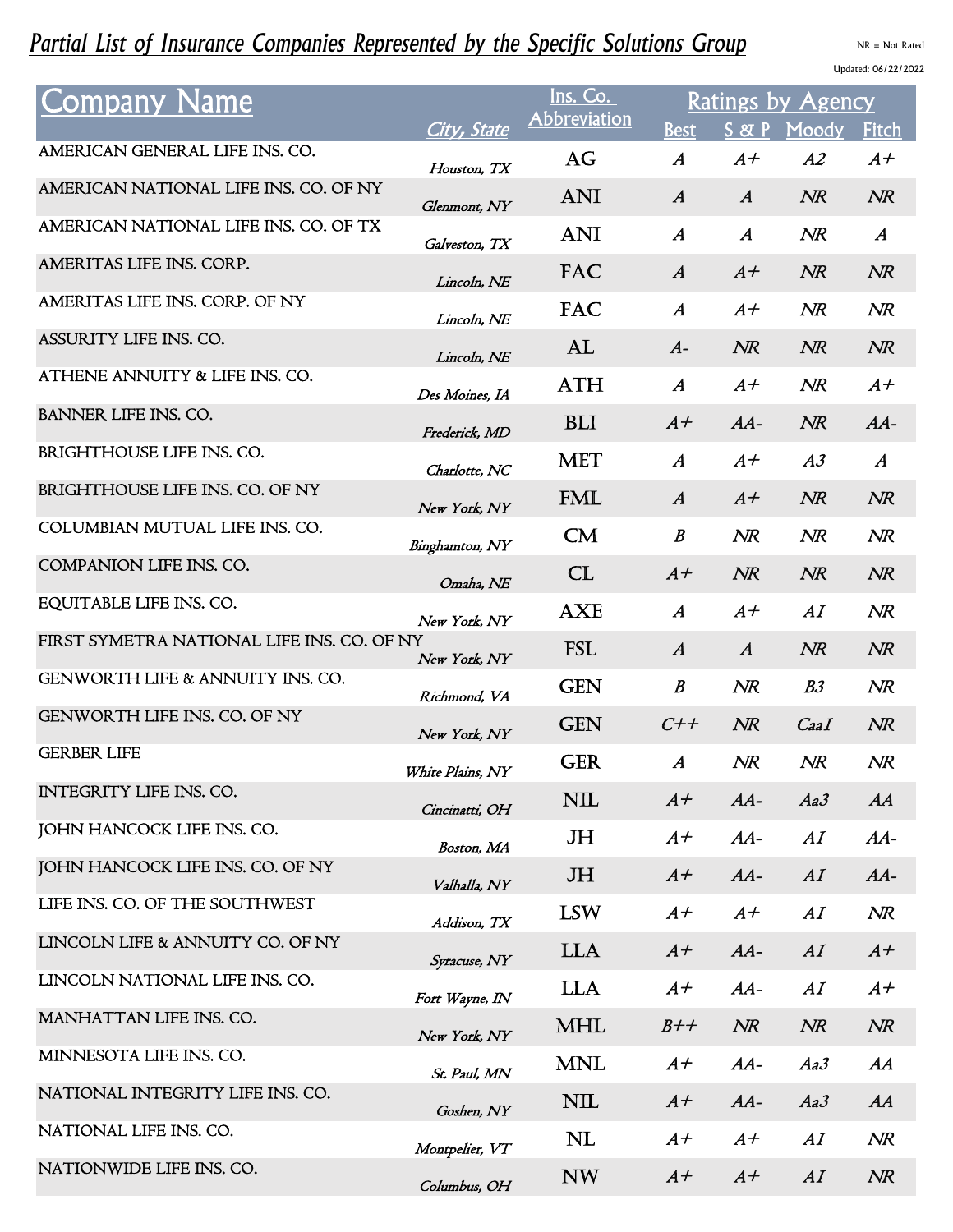# Partial List of Insurance Companies Represented by the Specific Solutions Group

NR = Not Rated

Updated: 06/22/2022

| Company Name | City, State | Ins. Co. Abbreviation | Ratings by Agency | | | |
|---|---|---|---|---|---|---|
| | | | Best | S & P | Moody | Fitch |
| AMERICAN GENERAL LIFE INS. CO. | Houston, TX | AG | A | A+ | A2 | A+ |
| AMERICAN NATIONAL LIFE INS. CO. OF NY | Glenmont, NY | ANI | A | A | NR | NR |
| AMERICAN NATIONAL LIFE INS. CO. OF TX | Galveston, TX | ANI | A | A | NR | A |
| AMERITAS LIFE INS. CORP. | Lincoln, NE | FAC | A | A+ | NR | NR |
| AMERITAS LIFE INS. CORP. OF NY | Lincoln, NE | FAC | A | A+ | NR | NR |
| ASSURITY LIFE INS. CO. | Lincoln, NE | AL | A- | NR | NR | NR |
| ATHENE ANNUITY & LIFE INS. CO. | Des Moines, IA | ATH | A | A+ | NR | A+ |
| BANNER LIFE INS. CO. | Frederick, MD | BLI | A+ | AA- | NR | AA- |
| BRIGHTHOUSE LIFE INS. CO. | Charlotte, NC | MET | A | A+ | A3 | A |
| BRIGHTHOUSE LIFE INS. CO. OF NY | New York, NY | FML | A | A+ | NR | NR |
| COLUMBIAN MUTUAL LIFE INS. CO. | Binghamton, NY | CM | B | NR | NR | NR |
| COMPANION LIFE INS. CO. | Omaha, NE | CL | A+ | NR | NR | NR |
| EQUITABLE LIFE INS. CO. | New York, NY | AXE | A | A+ | A1 | NR |
| FIRST SYMETRA NATIONAL LIFE INS. CO. OF NY | New York, NY | FSL | A | A | NR | NR |
| GENWORTH LIFE & ANNUITY INS. CO. | Richmond, VA | GEN | B | NR | B3 | NR |
| GENWORTH LIFE INS. CO. OF NY | New York, NY | GEN | C++ | NR | Caa1 | NR |
| GERBER LIFE | White Plains, NY | GER | A | NR | NR | NR |
| INTEGRITY LIFE INS. CO. | Cincinatti, OH | NIL | A+ | AA- | Aa3 | AA |
| JOHN HANCOCK LIFE INS. CO. | Boston, MA | JH | A+ | AA- | A1 | AA- |
| JOHN HANCOCK LIFE INS. CO. OF NY | Valhalla, NY | JH | A+ | AA- | A1 | AA- |
| LIFE INS. CO. OF THE SOUTHWEST | Addison, TX | LSW | A+ | A+ | A1 | NR |
| LINCOLN LIFE & ANNUITY CO. OF NY | Syracuse, NY | LLA | A+ | AA- | A1 | A+ |
| LINCOLN NATIONAL LIFE INS. CO. | Fort Wayne, IN | LLA | A+ | AA- | A1 | A+ |
| MANHATTAN LIFE INS. CO. | New York, NY | MHL | B++ | NR | NR | NR |
| MINNESOTA LIFE INS. CO. | St. Paul, MN | MNL | A+ | AA- | Aa3 | AA |
| NATIONAL INTEGRITY LIFE INS. CO. | Goshen, NY | NIL | A+ | AA- | Aa3 | AA |
| NATIONAL LIFE INS. CO. | Montpelier, VT | NL | A+ | A+ | A1 | NR |
| NATIONWIDE LIFE INS. CO. | Columbus, OH | NW | A+ | A+ | A1 | NR |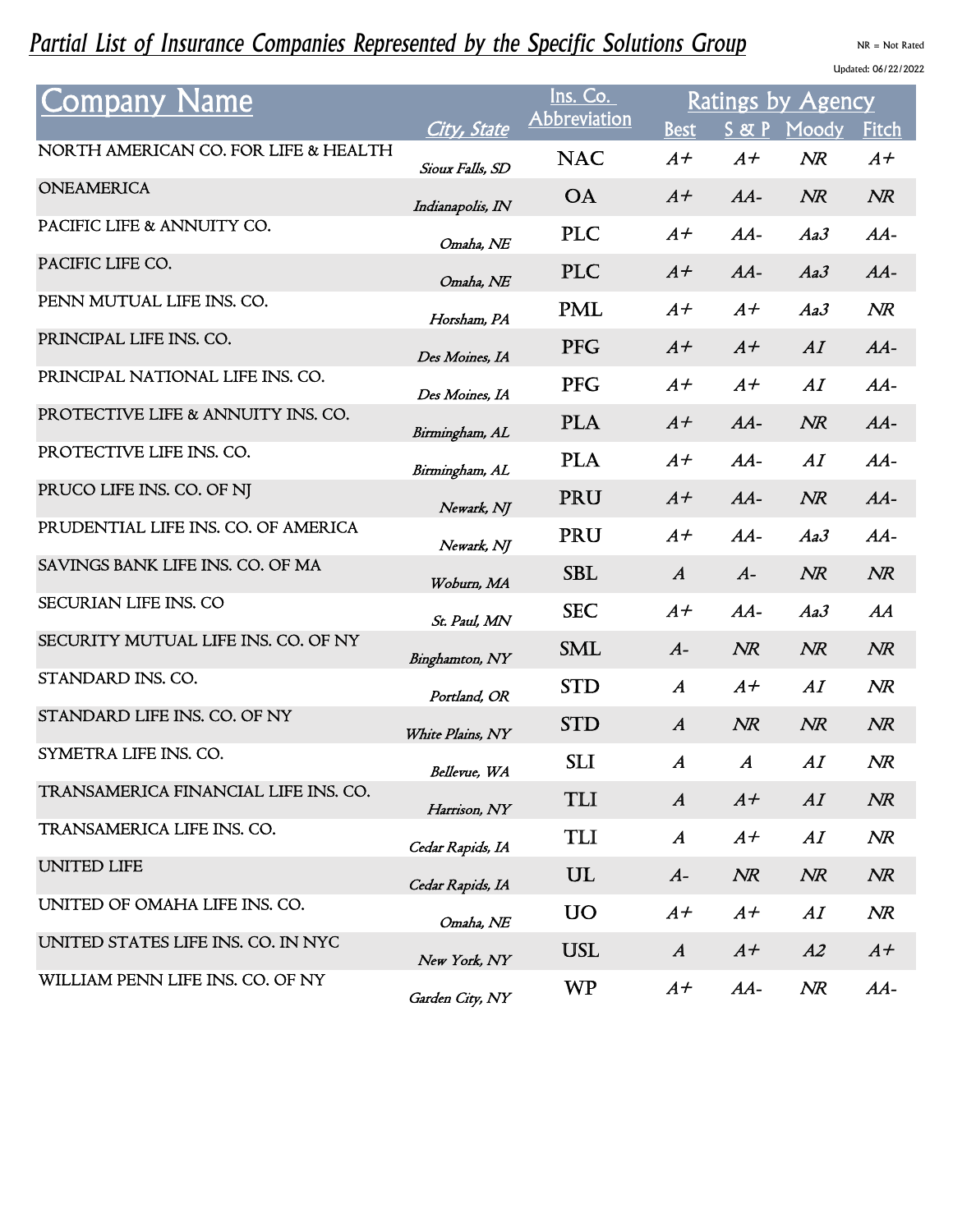# Partial List of Insurance Companies Represented by the Specific Solutions Group

NR = Not Rated

Updated: 06/22/2022

| Company Name | City, State | Ins. Co. Abbreviation | Ratings by Agency | | | |
|---|---|---|---|---|---|---|
| | | | Best | S & P | Moody | Fitch |
| NORTH AMERICAN CO. FOR LIFE & HEALTH | Sioux Falls, SD | NAC | A+ | A+ | NR | A+ |
| ONEAMERICA | Indianapolis, IN | OA | A+ | AA- | NR | NR |
| PACIFIC LIFE & ANNUITY CO. | Omaha, NE | PLC | A+ | AA- | Aa3 | AA- |
| PACIFIC LIFE CO. | Omaha, NE | PLC | A+ | AA- | Aa3 | AA- |
| PENN MUTUAL LIFE INS. CO. | Horsham, PA | PML | A+ | A+ | Aa3 | NR |
| PRINCIPAL LIFE INS. CO. | Des Moines, IA | PFG | A+ | A+ | A1 | AA- |
| PRINCIPAL NATIONAL LIFE INS. CO. | Des Moines, IA | PFG | A+ | A+ | A1 | AA- |
| PROTECTIVE LIFE & ANNUITY INS. CO. | Birmingham, AL | PLA | A+ | AA- | NR | AA- |
| PROTECTIVE LIFE INS. CO. | Birmingham, AL | PLA | A+ | AA- | A1 | AA- |
| PRUCO LIFE INS. CO. OF NJ | Newark, NJ | PRU | A+ | AA- | NR | AA- |
| PRUDENTIAL LIFE INS. CO. OF AMERICA | Newark, NJ | PRU | A+ | AA- | Aa3 | AA- |
| SAVINGS BANK LIFE INS. CO. OF MA | Woburn, MA | SBL | A | A- | NR | NR |
| SECURIAN LIFE INS. CO | St. Paul, MN | SEC | A+ | AA- | Aa3 | AA |
| SECURITY MUTUAL LIFE INS. CO. OF NY | Binghamton, NY | SML | A- | NR | NR | NR |
| STANDARD INS. CO. | Portland, OR | STD | A | A+ | A1 | NR |
| STANDARD LIFE INS. CO. OF NY | White Plains, NY | STD | A | NR | NR | NR |
| SYMETRA LIFE INS. CO. | Bellevue, WA | SLI | A | A | A1 | NR |
| TRANSAMERICA FINANCIAL LIFE INS. CO. | Harrison, NY | TLI | A | A+ | A1 | NR |
| TRANSAMERICA LIFE INS. CO. | Cedar Rapids, IA | TLI | A | A+ | A1 | NR |
| UNITED LIFE | Cedar Rapids, IA | UL | A- | NR | NR | NR |
| UNITED OF OMAHA LIFE INS. CO. | Omaha, NE | UO | A+ | A+ | A1 | NR |
| UNITED STATES LIFE INS. CO. IN NYC | New York, NY | USL | A | A+ | A2 | A+ |
| WILLIAM PENN LIFE INS. CO. OF NY | Garden City, NY | WP | A+ | AA- | NR | AA- |